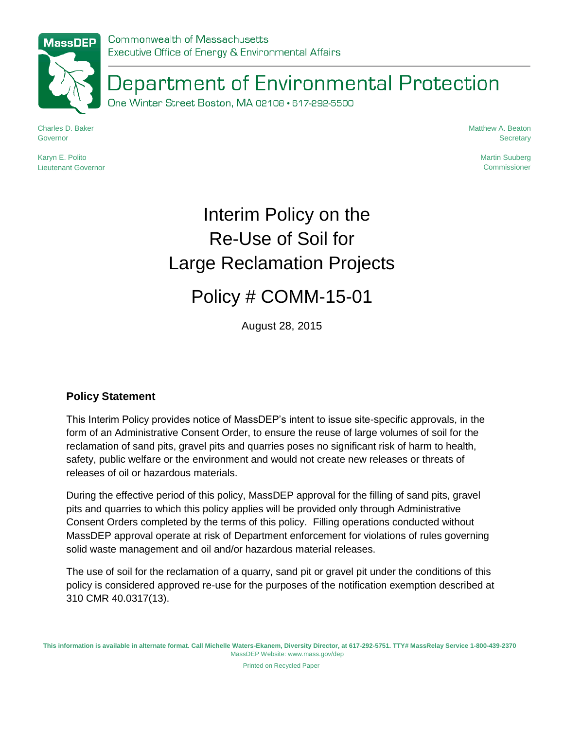MassDEP

Commonwealth of Massachusetts
Executive Office of Energy & Environmental Affairs

# Department of Environmental Protection

One Winter Street Boston, MA 02108 • 617-292-5500

Charles D. Baker
Governor

Karyn E. Polito
Lieutenant Governor

Matthew A. Beaton
Secretary

Martin Suuberg
Commissioner

# Interim Policy on the Re-Use of Soil for Large Reclamation Projects

# Policy # COMM-15-01

August 28, 2015

## Policy Statement

This Interim Policy provides notice of MassDEP's intent to issue site-specific approvals, in the form of an Administrative Consent Order, to ensure the reuse of large volumes of soil for the reclamation of sand pits, gravel pits and quarries poses no significant risk of harm to health, safety, public welfare or the environment and would not create new releases or threats of releases of oil or hazardous materials.

During the effective period of this policy, MassDEP approval for the filling of sand pits, gravel pits and quarries to which this policy applies will be provided only through Administrative Consent Orders completed by the terms of this policy. Filling operations conducted without MassDEP approval operate at risk of Department enforcement for violations of rules governing solid waste management and oil and/or hazardous material releases.

The use of soil for the reclamation of a quarry, sand pit or gravel pit under the conditions of this policy is considered approved re-use for the purposes of the notification exemption described at 310 CMR 40.0317(13).

**This information is available in alternate format. Call Michelle Waters-Ekanem, Diversity Director, at 617-292-5751. TTY# MassRelay Service 1-800-439-2370**
MassDEP Website: www.mass.gov/dep

Printed on Recycled Paper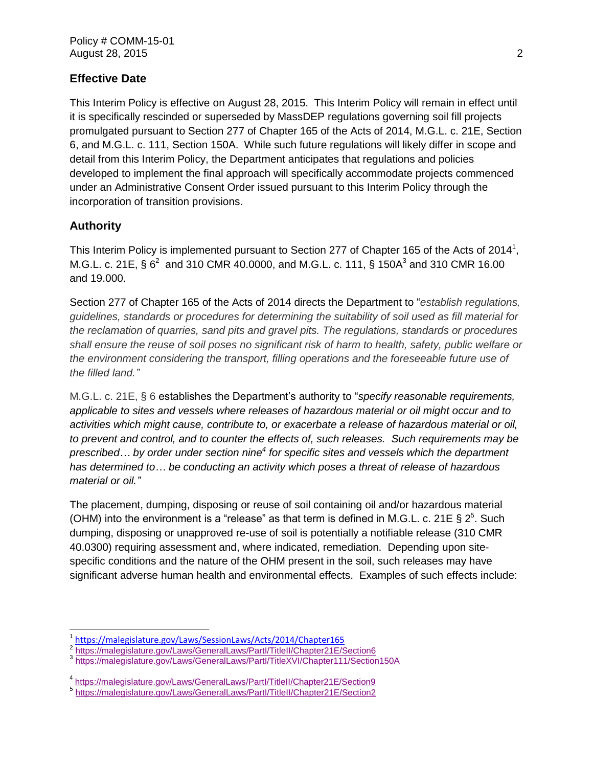## Effective Date

This Interim Policy is effective on August 28, 2015. This Interim Policy will remain in effect until it is specifically rescinded or superseded by MassDEP regulations governing soil fill projects promulgated pursuant to Section 277 of Chapter 165 of the Acts of 2014, M.G.L. c. 21E, Section 6, and M.G.L. c. 111, Section 150A. While such future regulations will likely differ in scope and detail from this Interim Policy, the Department anticipates that regulations and policies developed to implement the final approach will specifically accommodate projects commenced under an Administrative Consent Order issued pursuant to this Interim Policy through the incorporation of transition provisions.

## Authority

This Interim Policy is implemented pursuant to Section 277 of Chapter 165 of the Acts of 2014[1], M.G.L. c. 21E, § 6[2] and 310 CMR 40.0000, and M.G.L. c. 111, § 150A[3] and 310 CMR 16.00 and 19.000.

Section 277 of Chapter 165 of the Acts of 2014 directs the Department to "*establish regulations, guidelines, standards or procedures for determining the suitability of soil used as fill material for the reclamation of quarries, sand pits and gravel pits. The regulations, standards or procedures shall ensure the reuse of soil poses no significant risk of harm to health, safety, public welfare or the environment considering the transport, filling operations and the foreseeable future use of the filled land.*"

M.G.L. c. 21E, § 6 establishes the Department's authority to "*specify reasonable requirements, applicable to sites and vessels where releases of hazardous material or oil might occur and to activities which might cause, contribute to, or exacerbate a release of hazardous material or oil, to prevent and control, and to counter the effects of, such releases. Such requirements may be prescribed… by order under section nine[4] for specific sites and vessels which the department has determined to… be conducting an activity which poses a threat of release of hazardous material or oil.*"

The placement, dumping, disposing or reuse of soil containing oil and/or hazardous material (OHM) into the environment is a "release" as that term is defined in M.G.L. c. 21E § 2[5]. Such dumping, disposing or unapproved re-use of soil is potentially a notifiable release (310 CMR 40.0300) requiring assessment and, where indicated, remediation. Depending upon site-specific conditions and the nature of the OHM present in the soil, such releases may have significant adverse human health and environmental effects. Examples of such effects include:

---

[1] https://malegislature.gov/Laws/SessionLaws/Acts/2014/Chapter165

[2] https://malegislature.gov/Laws/GeneralLaws/PartI/TitleII/Chapter21E/Section6

[3] https://malegislature.gov/Laws/GeneralLaws/PartI/TitleXVI/Chapter111/Section150A

[4] https://malegislature.gov/Laws/GeneralLaws/PartI/TitleII/Chapter21E/Section9

[5] https://malegislature.gov/Laws/GeneralLaws/PartI/TitleII/Chapter21E/Section2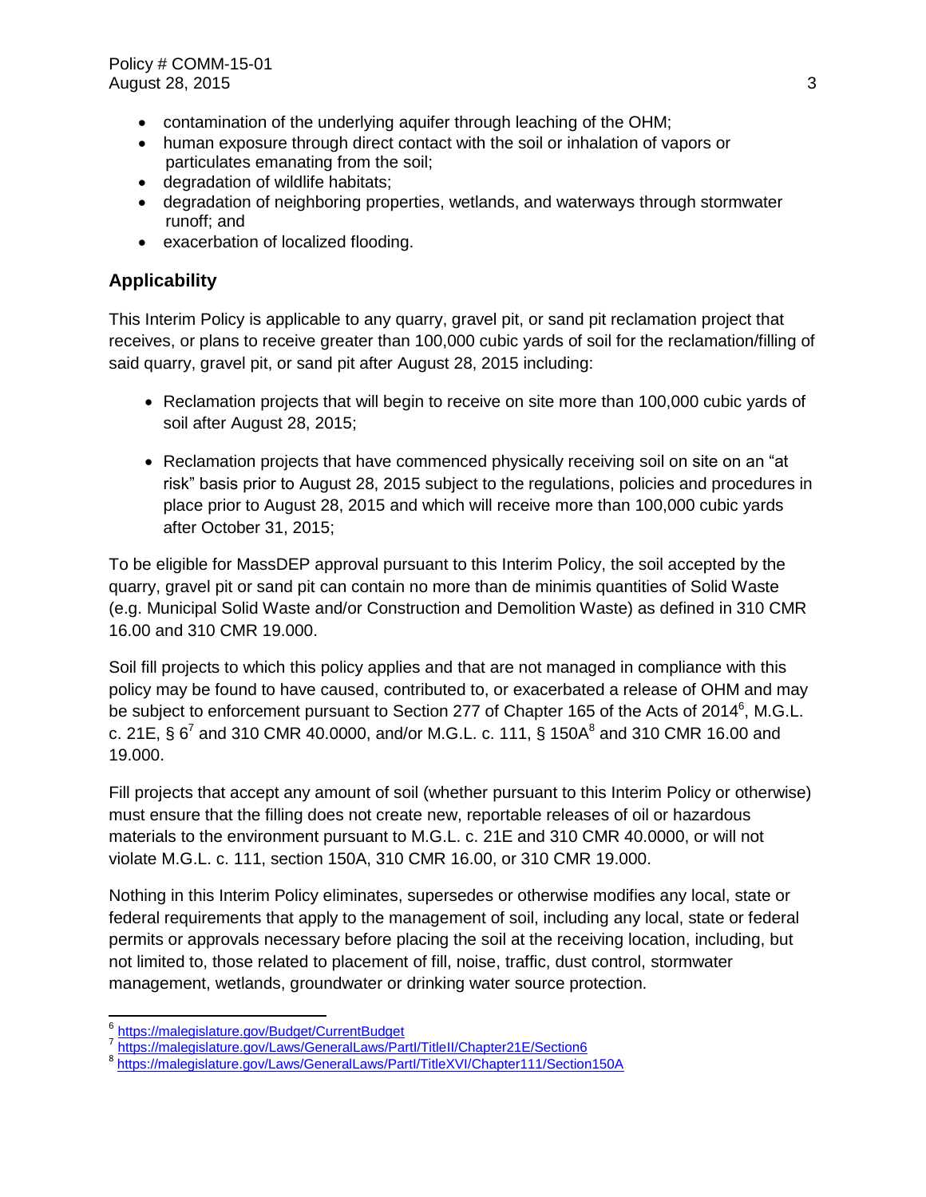- contamination of the underlying aquifer through leaching of the OHM;
- human exposure through direct contact with the soil or inhalation of vapors or particulates emanating from the soil;
- degradation of wildlife habitats;
- degradation of neighboring properties, wetlands, and waterways through stormwater runoff; and
- exacerbation of localized flooding.

## Applicability

This Interim Policy is applicable to any quarry, gravel pit, or sand pit reclamation project that receives, or plans to receive greater than 100,000 cubic yards of soil for the reclamation/filling of said quarry, gravel pit, or sand pit after August 28, 2015 including:

- Reclamation projects that will begin to receive on site more than 100,000 cubic yards of soil after August 28, 2015;

- Reclamation projects that have commenced physically receiving soil on site on an "at risk" basis prior to August 28, 2015 subject to the regulations, policies and procedures in place prior to August 28, 2015 and which will receive more than 100,000 cubic yards after October 31, 2015;

To be eligible for MassDEP approval pursuant to this Interim Policy, the soil accepted by the quarry, gravel pit or sand pit can contain no more than de minimis quantities of Solid Waste (e.g. Municipal Solid Waste and/or Construction and Demolition Waste) as defined in 310 CMR 16.00 and 310 CMR 19.000.

Soil fill projects to which this policy applies and that are not managed in compliance with this policy may be found to have caused, contributed to, or exacerbated a release of OHM and may be subject to enforcement pursuant to Section 277 of Chapter 165 of the Acts of 2014[6], M.G.L. c. 21E, § 6[7] and 310 CMR 40.0000, and/or M.G.L. c. 111, § 150A[8] and 310 CMR 16.00 and 19.000.

Fill projects that accept any amount of soil (whether pursuant to this Interim Policy or otherwise) must ensure that the filling does not create new, reportable releases of oil or hazardous materials to the environment pursuant to M.G.L. c. 21E and 310 CMR 40.0000, or will not violate M.G.L. c. 111, section 150A, 310 CMR 16.00, or 310 CMR 19.000.

Nothing in this Interim Policy eliminates, supersedes or otherwise modifies any local, state or federal requirements that apply to the management of soil, including any local, state or federal permits or approvals necessary before placing the soil at the receiving location, including, but not limited to, those related to placement of fill, noise, traffic, dust control, stormwater management, wetlands, groundwater or drinking water source protection.

---

[6] https://malegislature.gov/Budget/CurrentBudget
[7] https://malegislature.gov/Laws/GeneralLaws/PartI/TitleII/Chapter21E/Section6
[8] https://malegislature.gov/Laws/GeneralLaws/PartI/TitleXVI/Chapter111/Section150A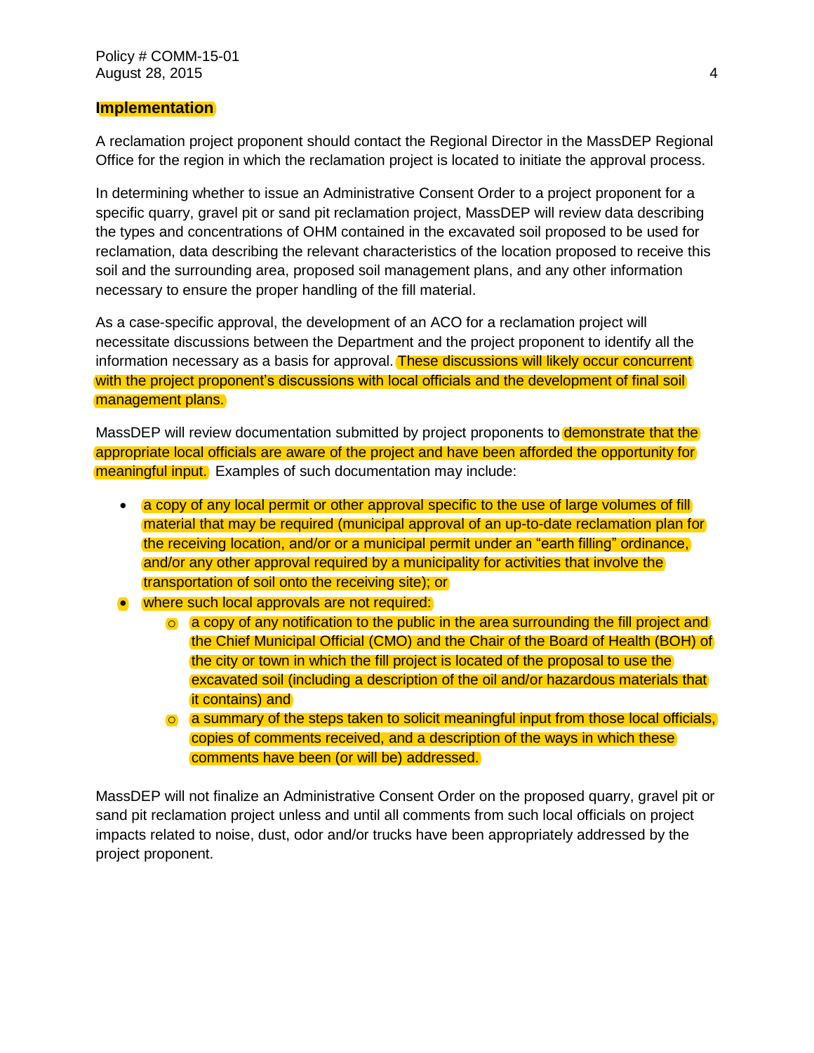## Implementation

A reclamation project proponent should contact the Regional Director in the MassDEP Regional Office for the region in which the reclamation project is located to initiate the approval process.

In determining whether to issue an Administrative Consent Order to a project proponent for a specific quarry, gravel pit or sand pit reclamation project, MassDEP will review data describing the types and concentrations of OHM contained in the excavated soil proposed to be used for reclamation, data describing the relevant characteristics of the location proposed to receive this soil and the surrounding area, proposed soil management plans, and any other information necessary to ensure the proper handling of the fill material.

As a case-specific approval, the development of an ACO for a reclamation project will necessitate discussions between the Department and the project proponent to identify all the information necessary as a basis for approval. These discussions will likely occur concurrent with the project proponent's discussions with local officials and the development of final soil management plans.

MassDEP will review documentation submitted by project proponents to demonstrate that the appropriate local officials are aware of the project and have been afforded the opportunity for meaningful input. Examples of such documentation may include:

- a copy of any local permit or other approval specific to the use of large volumes of fill material that may be required (municipal approval of an up-to-date reclamation plan for the receiving location, and/or or a municipal permit under an "earth filling" ordinance, and/or any other approval required by a municipality for activities that involve the transportation of soil onto the receiving site); or
- where such local approvals are not required:
  - a copy of any notification to the public in the area surrounding the fill project and the Chief Municipal Official (CMO) and the Chair of the Board of Health (BOH) of the city or town in which the fill project is located of the proposal to use the excavated soil (including a description of the oil and/or hazardous materials that it contains) and
  - a summary of the steps taken to solicit meaningful input from those local officials, copies of comments received, and a description of the ways in which these comments have been (or will be) addressed.

MassDEP will not finalize an Administrative Consent Order on the proposed quarry, gravel pit or sand pit reclamation project unless and until all comments from such local officials on project impacts related to noise, dust, odor and/or trucks have been appropriately addressed by the project proponent.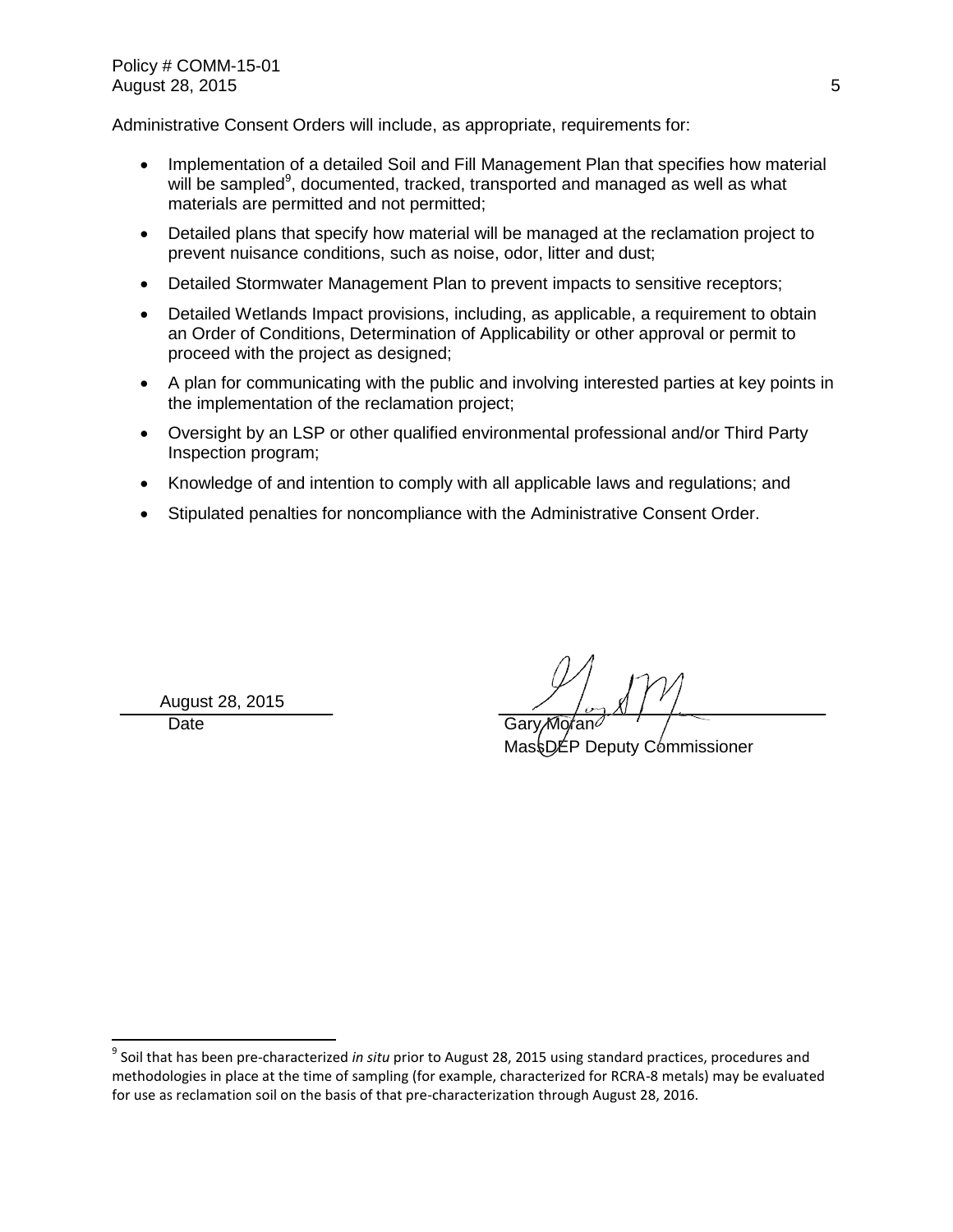Administrative Consent Orders will include, as appropriate, requirements for:

- Implementation of a detailed Soil and Fill Management Plan that specifies how material will be sampled[9], documented, tracked, transported and managed as well as what materials are permitted and not permitted;
- Detailed plans that specify how material will be managed at the reclamation project to prevent nuisance conditions, such as noise, odor, litter and dust;
- Detailed Stormwater Management Plan to prevent impacts to sensitive receptors;
- Detailed Wetlands Impact provisions, including, as applicable, a requirement to obtain an Order of Conditions, Determination of Applicability or other approval or permit to proceed with the project as designed;
- A plan for communicating with the public and involving interested parties at key points in the implementation of the reclamation project;
- Oversight by an LSP or other qualified environmental professional and/or Third Party Inspection program;
- Knowledge of and intention to comply with all applicable laws and regulations; and
- Stipulated penalties for noncompliance with the Administrative Consent Order.

August 28, 2015
Date

Gary Moran
MassDEP Deputy Commissioner

[9] Soil that has been pre-characterized *in situ* prior to August 28, 2015 using standard practices, procedures and methodologies in place at the time of sampling (for example, characterized for RCRA-8 metals) may be evaluated for use as reclamation soil on the basis of that pre-characterization through August 28, 2016.